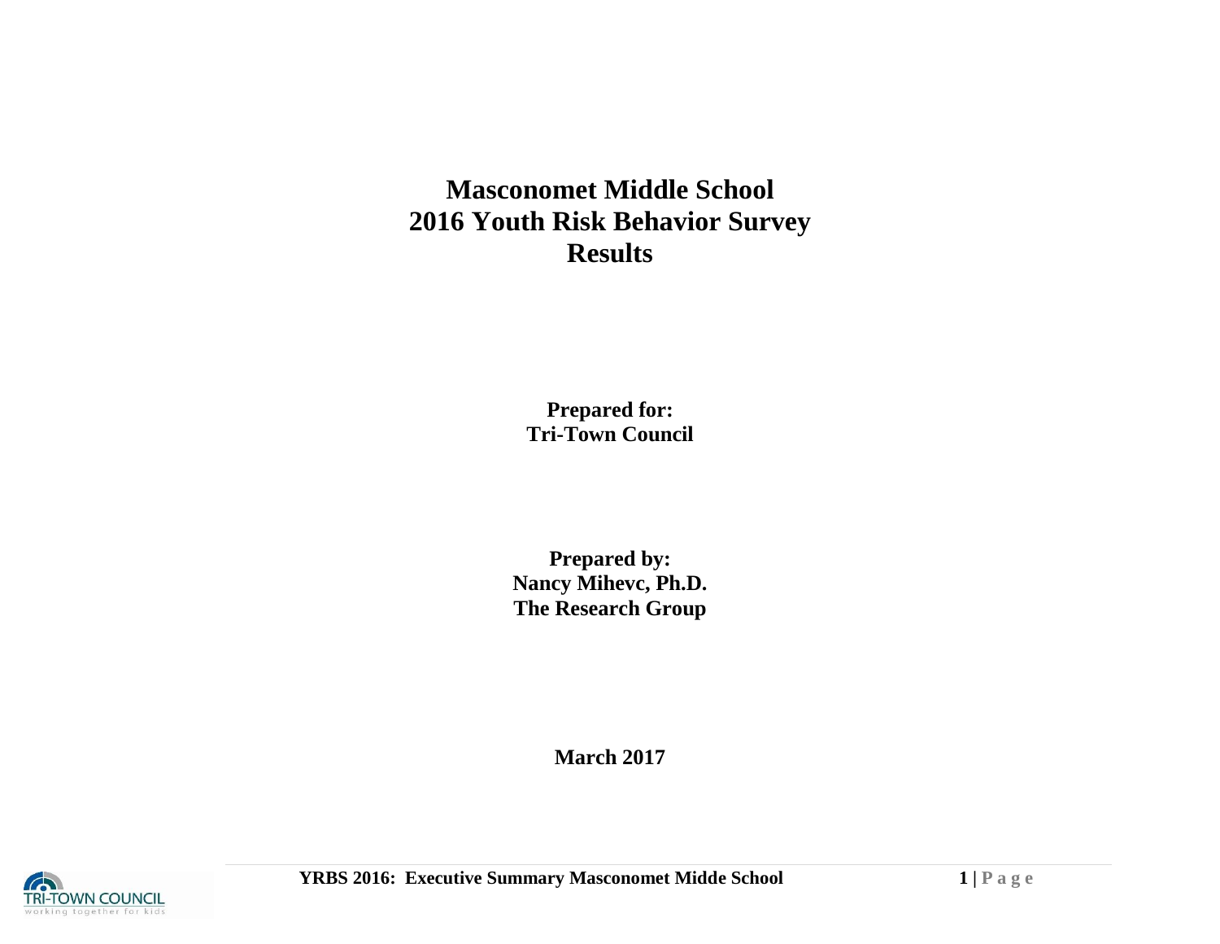# Masconomet Middle School
# 2016 Youth Risk Behavior Survey
# Results

**Prepared for:**
**Tri-Town Council**

**Prepared by:**
**Nancy Mihevc, Ph.D.**
**The Research Group**

**March 2017**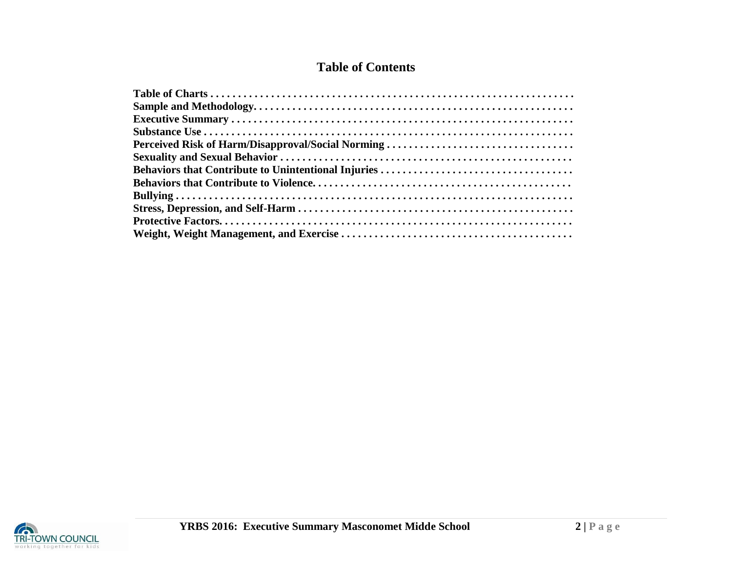# Table of Contents

**Table of Charts . . . . . . . . . . . . . . . . . . . . . . . . . . . . . . . . . . . . . . . . . . . . . . . . . . . . . . . . . . . . . .**
**Sample and Methodology. . . . . . . . . . . . . . . . . . . . . . . . . . . . . . . . . . . . . . . . . . . . . . . . . . . . . . . . .**
**Executive Summary . . . . . . . . . . . . . . . . . . . . . . . . . . . . . . . . . . . . . . . . . . . . . . . . . . . . . . . . . . . .**
**Substance Use . . . . . . . . . . . . . . . . . . . . . . . . . . . . . . . . . . . . . . . . . . . . . . . . . . . . . . . . . . . . . . . .**
**Perceived Risk of Harm/Disapproval/Social Norming . . . . . . . . . . . . . . . . . . . . . . . . . . . . . . . . .**
**Sexuality and Sexual Behavior . . . . . . . . . . . . . . . . . . . . . . . . . . . . . . . . . . . . . . . . . . . . . . . . . . .**
**Behaviors that Contribute to Unintentional Injuries . . . . . . . . . . . . . . . . . . . . . . . . . . . . . . . . . .**
**Behaviors that Contribute to Violence. . . . . . . . . . . . . . . . . . . . . . . . . . . . . . . . . . . . . . . . . . . . . .**
**Bullying . . . . . . . . . . . . . . . . . . . . . . . . . . . . . . . . . . . . . . . . . . . . . . . . . . . . . . . . . . . . . . . . . . . . . .**
**Stress, Depression, and Self-Harm . . . . . . . . . . . . . . . . . . . . . . . . . . . . . . . . . . . . . . . . . . . . . . . . .**
**Protective Factors. . . . . . . . . . . . . . . . . . . . . . . . . . . . . . . . . . . . . . . . . . . . . . . . . . . . . . . . . . . . . . .**
**Weight, Weight Management, and Exercise . . . . . . . . . . . . . . . . . . . . . . . . . . . . . . . . . . . . . . . . .**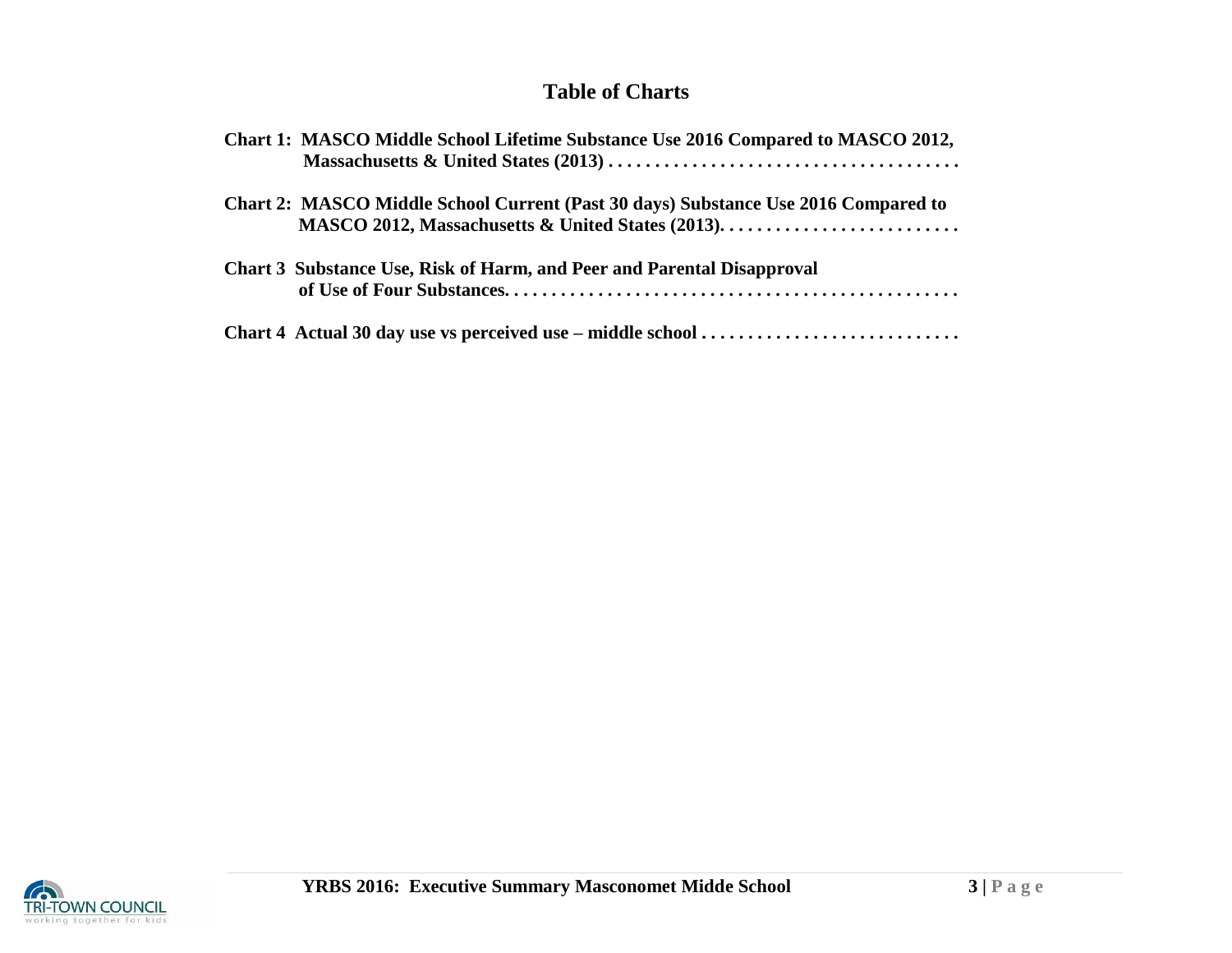# Table of Charts

**Chart 1: MASCO Middle School Lifetime Substance Use 2016 Compared to MASCO 2012, Massachusetts & United States (2013) . . . . . . . . . . . . . . . . . . . . . . . . . . . . . . . . . . . . .**

**Chart 2: MASCO Middle School Current (Past 30 days) Substance Use 2016 Compared to MASCO 2012, Massachusetts & United States (2013). . . . . . . . . . . . . . . . . . . . . . . . . .**

**Chart 3 Substance Use, Risk of Harm, and Peer and Parental Disapproval of Use of Four Substances. . . . . . . . . . . . . . . . . . . . . . . . . . . . . . . . . . . . . . . . . . . . . . . .**

**Chart 4 Actual 30 day use vs perceived use – middle school . . . . . . . . . . . . . . . . . . . . . . . . . . .**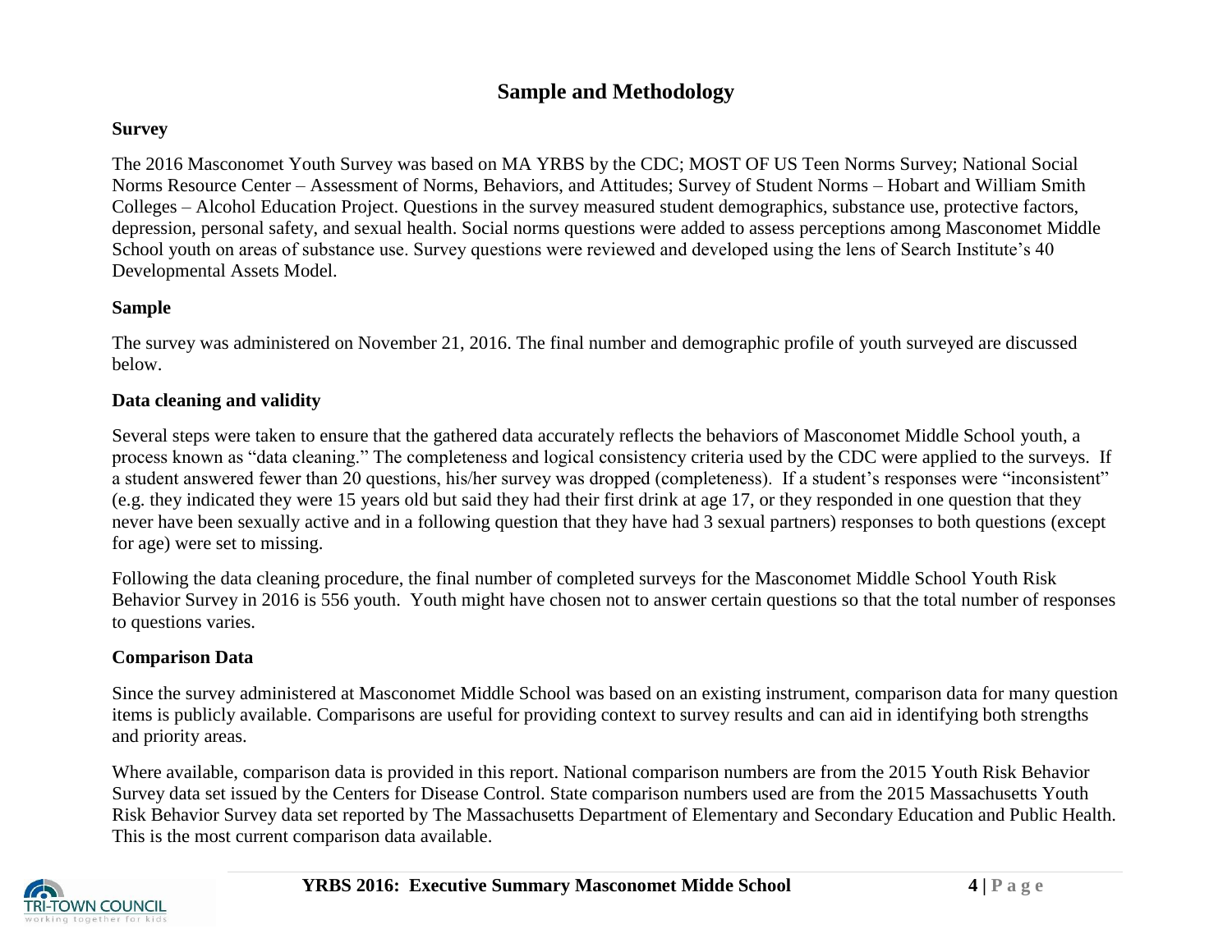# Sample and Methodology

### Survey

The 2016 Masconomet Youth Survey was based on MA YRBS by the CDC; MOST OF US Teen Norms Survey; National Social Norms Resource Center – Assessment of Norms, Behaviors, and Attitudes; Survey of Student Norms – Hobart and William Smith Colleges – Alcohol Education Project. Questions in the survey measured student demographics, substance use, protective factors, depression, personal safety, and sexual health. Social norms questions were added to assess perceptions among Masconomet Middle School youth on areas of substance use. Survey questions were reviewed and developed using the lens of Search Institute's 40 Developmental Assets Model.

### Sample

The survey was administered on November 21, 2016. The final number and demographic profile of youth surveyed are discussed below.

### Data cleaning and validity

Several steps were taken to ensure that the gathered data accurately reflects the behaviors of Masconomet Middle School youth, a process known as "data cleaning." The completeness and logical consistency criteria used by the CDC were applied to the surveys. If a student answered fewer than 20 questions, his/her survey was dropped (completeness). If a student's responses were "inconsistent" (e.g. they indicated they were 15 years old but said they had their first drink at age 17, or they responded in one question that they never have been sexually active and in a following question that they have had 3 sexual partners) responses to both questions (except for age) were set to missing.

Following the data cleaning procedure, the final number of completed surveys for the Masconomet Middle School Youth Risk Behavior Survey in 2016 is 556 youth. Youth might have chosen not to answer certain questions so that the total number of responses to questions varies.

### Comparison Data

Since the survey administered at Masconomet Middle School was based on an existing instrument, comparison data for many question items is publicly available. Comparisons are useful for providing context to survey results and can aid in identifying both strengths and priority areas.

Where available, comparison data is provided in this report. National comparison numbers are from the 2015 Youth Risk Behavior Survey data set issued by the Centers for Disease Control. State comparison numbers used are from the 2015 Massachusetts Youth Risk Behavior Survey data set reported by The Massachusetts Department of Elementary and Secondary Education and Public Health. This is the most current comparison data available.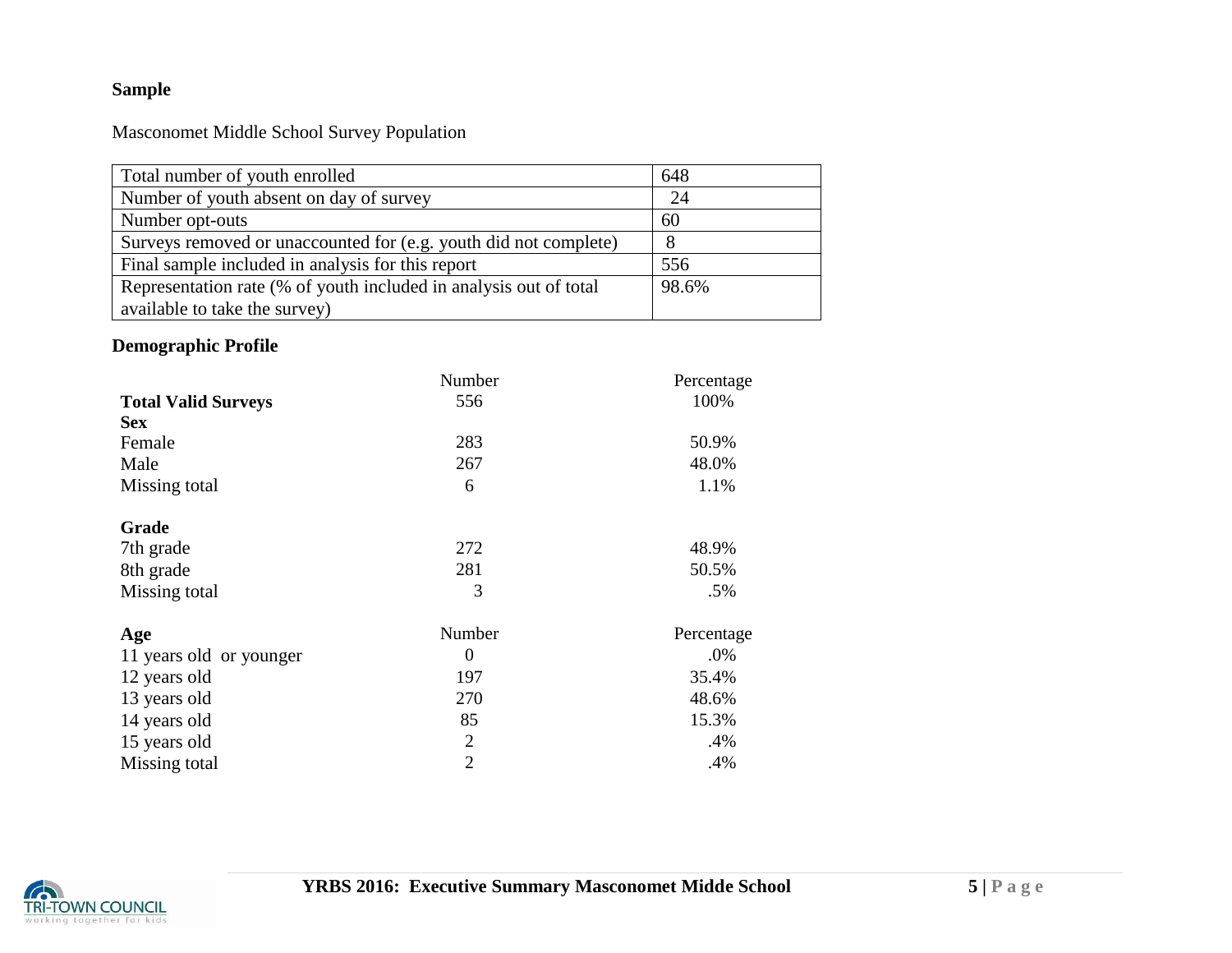### Sample

Masconomet Middle School Survey Population

| Total number of youth enrolled | 648 |
|---|---|
| Number of youth absent on day of survey | 24 |
| Number opt-outs | 60 |
| Surveys removed or unaccounted for (e.g. youth did not complete) | 8 |
| Final sample included in analysis for this report | 556 |
| Representation rate (% of youth included in analysis out of total available to take the survey) | 98.6% |

### Demographic Profile

| | Number | Percentage |
|---|---|---|
| **Total Valid Surveys** | 556 | 100% |
| **Sex** | | |
| Female | 283 | 50.9% |
| Male | 267 | 48.0% |
| Missing total | 6 | 1.1% |
| | | |
| **Grade** | | |
| 7th grade | 272 | 48.9% |
| 8th grade | 281 | 50.5% |
| Missing total | 3 | .5% |
| | | |
| **Age** | Number | Percentage |
| 11 years old or younger | 0 | .0% |
| 12 years old | 197 | 35.4% |
| 13 years old | 270 | 48.6% |
| 14 years old | 85 | 15.3% |
| 15 years old | 2 | .4% |
| Missing total | 2 | .4% |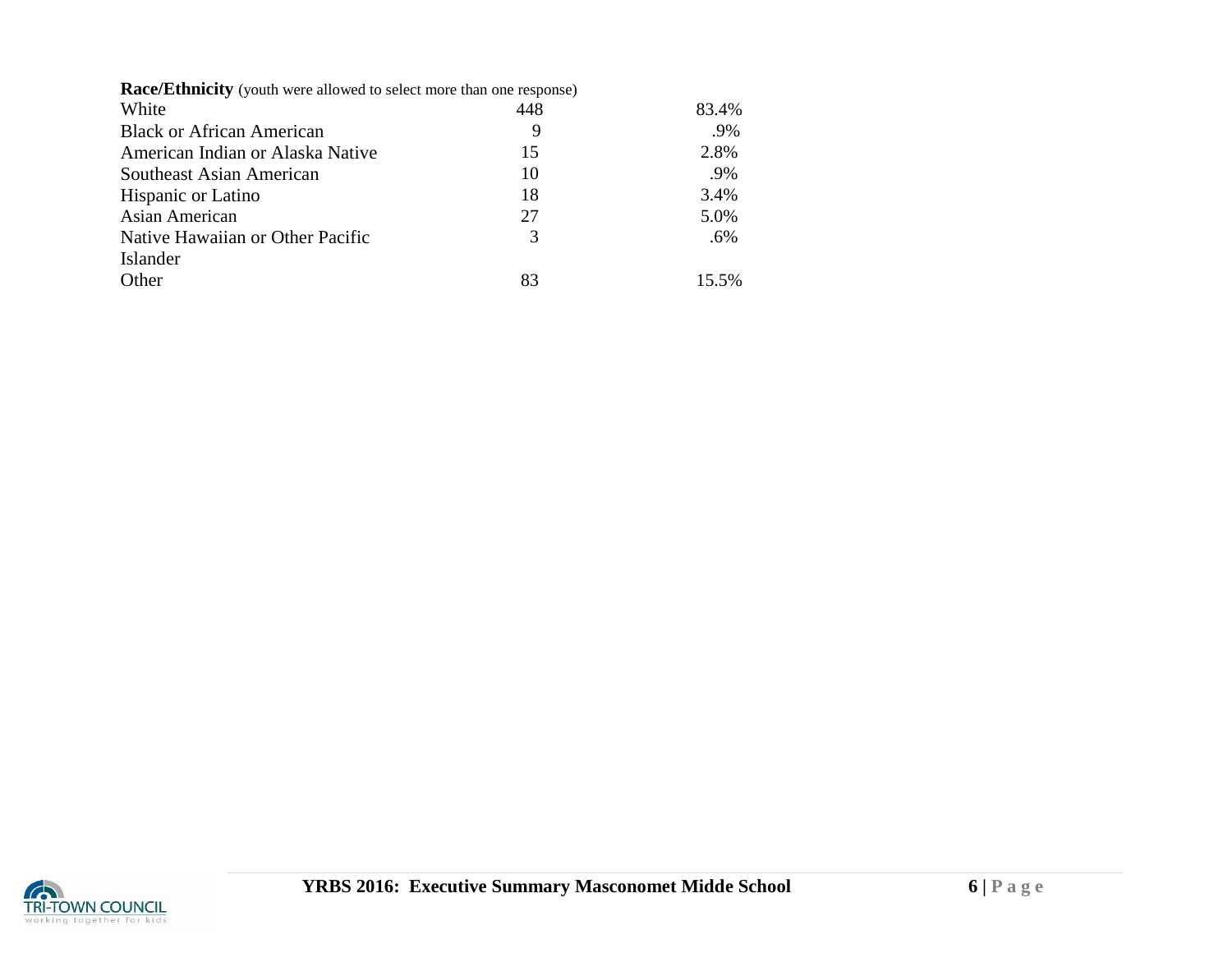**Race/Ethnicity** (youth were allowed to select more than one response)

| | | |
|---|---|---|
| White | 448 | 83.4% |
| Black or African American | 9 | .9% |
| American Indian or Alaska Native | 15 | 2.8% |
| Southeast Asian American | 10 | .9% |
| Hispanic or Latino | 18 | 3.4% |
| Asian American | 27 | 5.0% |
| Native Hawaiian or Other Pacific Islander | 3 | .6% |
| Other | 83 | 15.5% |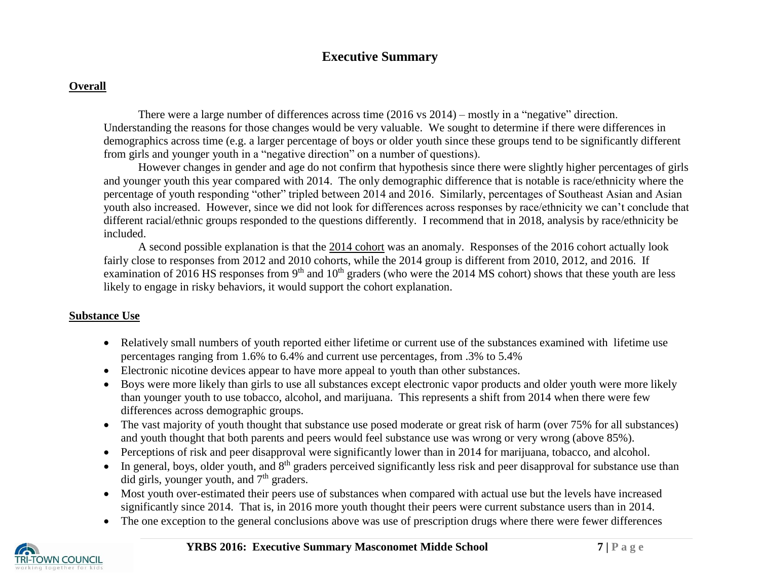# Executive Summary

## Overall

There were a large number of differences across time (2016 vs 2014) – mostly in a "negative" direction. Understanding the reasons for those changes would be very valuable. We sought to determine if there were differences in demographics across time (e.g. a larger percentage of boys or older youth since these groups tend to be significantly different from girls and younger youth in a "negative direction" on a number of questions).

However changes in gender and age do not confirm that hypothesis since there were slightly higher percentages of girls and younger youth this year compared with 2014. The only demographic difference that is notable is race/ethnicity where the percentage of youth responding "other" tripled between 2014 and 2016. Similarly, percentages of Southeast Asian and Asian youth also increased. However, since we did not look for differences across responses by race/ethnicity we can't conclude that different racial/ethnic groups responded to the questions differently. I recommend that in 2018, analysis by race/ethnicity be included.

A second possible explanation is that the 2014 cohort was an anomaly. Responses of the 2016 cohort actually look fairly close to responses from 2012 and 2010 cohorts, while the 2014 group is different from 2010, 2012, and 2016. If examination of 2016 HS responses from 9th and 10th graders (who were the 2014 MS cohort) shows that these youth are less likely to engage in risky behaviors, it would support the cohort explanation.

## Substance Use

- Relatively small numbers of youth reported either lifetime or current use of the substances examined with lifetime use percentages ranging from 1.6% to 6.4% and current use percentages, from .3% to 5.4%
- Electronic nicotine devices appear to have more appeal to youth than other substances.
- Boys were more likely than girls to use all substances except electronic vapor products and older youth were more likely than younger youth to use tobacco, alcohol, and marijuana. This represents a shift from 2014 when there were few differences across demographic groups.
- The vast majority of youth thought that substance use posed moderate or great risk of harm (over 75% for all substances) and youth thought that both parents and peers would feel substance use was wrong or very wrong (above 85%).
- Perceptions of risk and peer disapproval were significantly lower than in 2014 for marijuana, tobacco, and alcohol.
- In general, boys, older youth, and 8th graders perceived significantly less risk and peer disapproval for substance use than did girls, younger youth, and 7th graders.
- Most youth over-estimated their peers use of substances when compared with actual use but the levels have increased significantly since 2014. That is, in 2016 more youth thought their peers were current substance users than in 2014.
- The one exception to the general conclusions above was use of prescription drugs where there were fewer differences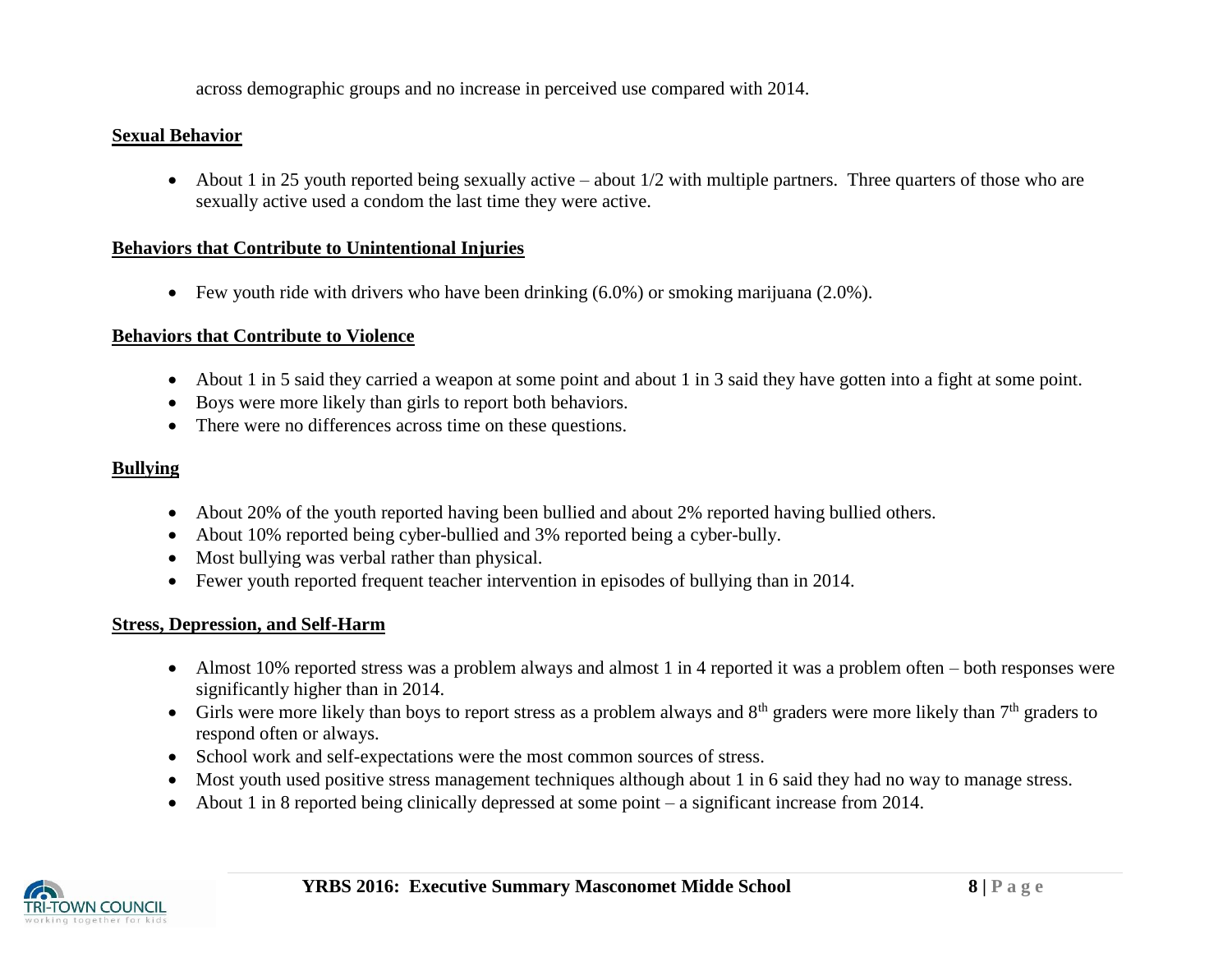across demographic groups and no increase in perceived use compared with 2014.

**Sexual Behavior**

- About 1 in 25 youth reported being sexually active – about 1/2 with multiple partners. Three quarters of those who are sexually active used a condom the last time they were active.

**Behaviors that Contribute to Unintentional Injuries**

- Few youth ride with drivers who have been drinking (6.0%) or smoking marijuana (2.0%).

**Behaviors that Contribute to Violence**

- About 1 in 5 said they carried a weapon at some point and about 1 in 3 said they have gotten into a fight at some point.
- Boys were more likely than girls to report both behaviors.
- There were no differences across time on these questions.

**Bullying**

- About 20% of the youth reported having been bullied and about 2% reported having bullied others.
- About 10% reported being cyber-bullied and 3% reported being a cyber-bully.
- Most bullying was verbal rather than physical.
- Fewer youth reported frequent teacher intervention in episodes of bullying than in 2014.

**Stress, Depression, and Self-Harm**

- Almost 10% reported stress was a problem always and almost 1 in 4 reported it was a problem often – both responses were significantly higher than in 2014.
- Girls were more likely than boys to report stress as a problem always and 8th graders were more likely than 7th graders to respond often or always.
- School work and self-expectations were the most common sources of stress.
- Most youth used positive stress management techniques although about 1 in 6 said they had no way to manage stress.
- About 1 in 8 reported being clinically depressed at some point – a significant increase from 2014.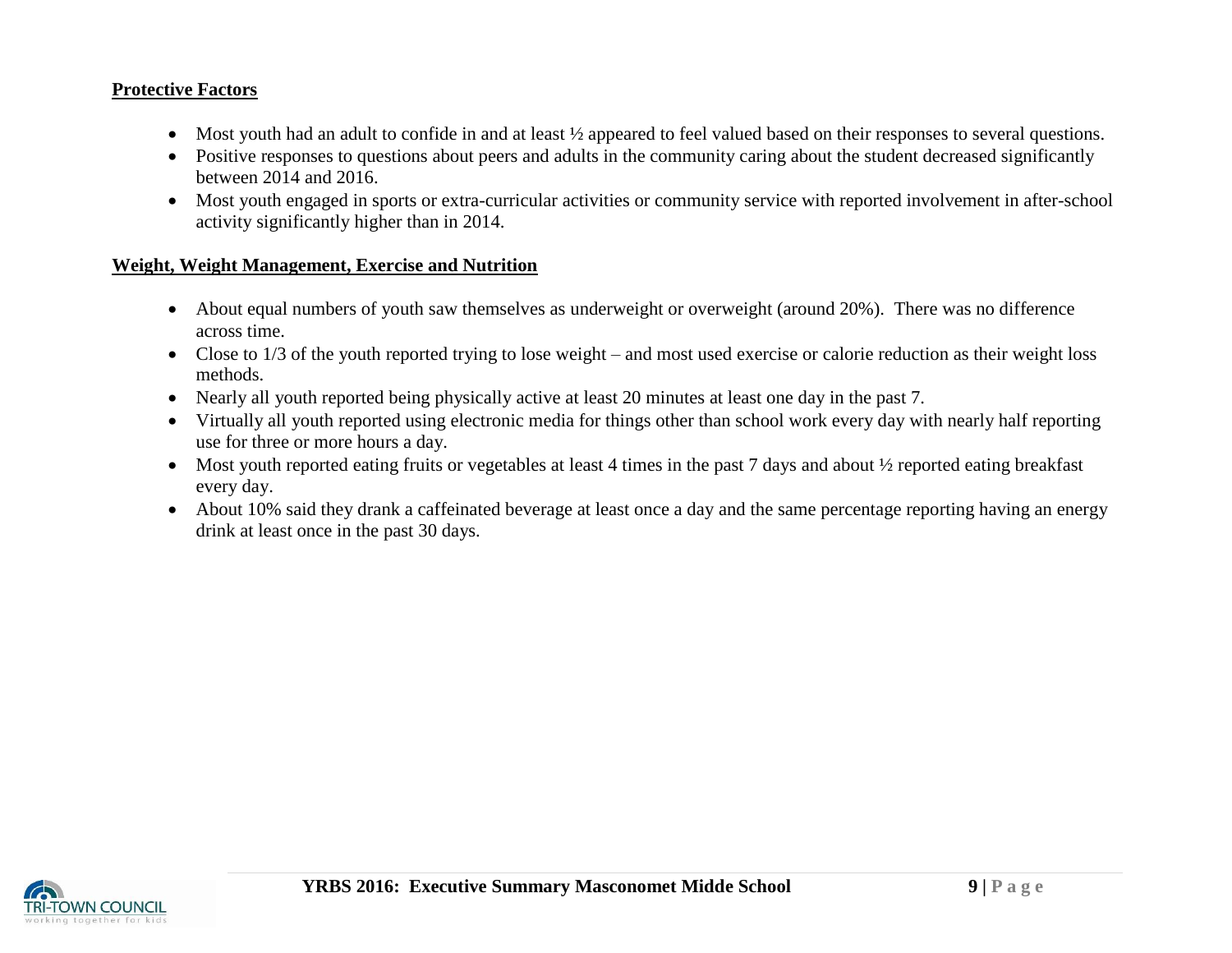**Protective Factors**

- Most youth had an adult to confide in and at least ½ appeared to feel valued based on their responses to several questions.
- Positive responses to questions about peers and adults in the community caring about the student decreased significantly between 2014 and 2016.
- Most youth engaged in sports or extra-curricular activities or community service with reported involvement in after-school activity significantly higher than in 2014.

**Weight, Weight Management, Exercise and Nutrition**

- About equal numbers of youth saw themselves as underweight or overweight (around 20%). There was no difference across time.
- Close to 1/3 of the youth reported trying to lose weight – and most used exercise or calorie reduction as their weight loss methods.
- Nearly all youth reported being physically active at least 20 minutes at least one day in the past 7.
- Virtually all youth reported using electronic media for things other than school work every day with nearly half reporting use for three or more hours a day.
- Most youth reported eating fruits or vegetables at least 4 times in the past 7 days and about ½ reported eating breakfast every day.
- About 10% said they drank a caffeinated beverage at least once a day and the same percentage reporting having an energy drink at least once in the past 30 days.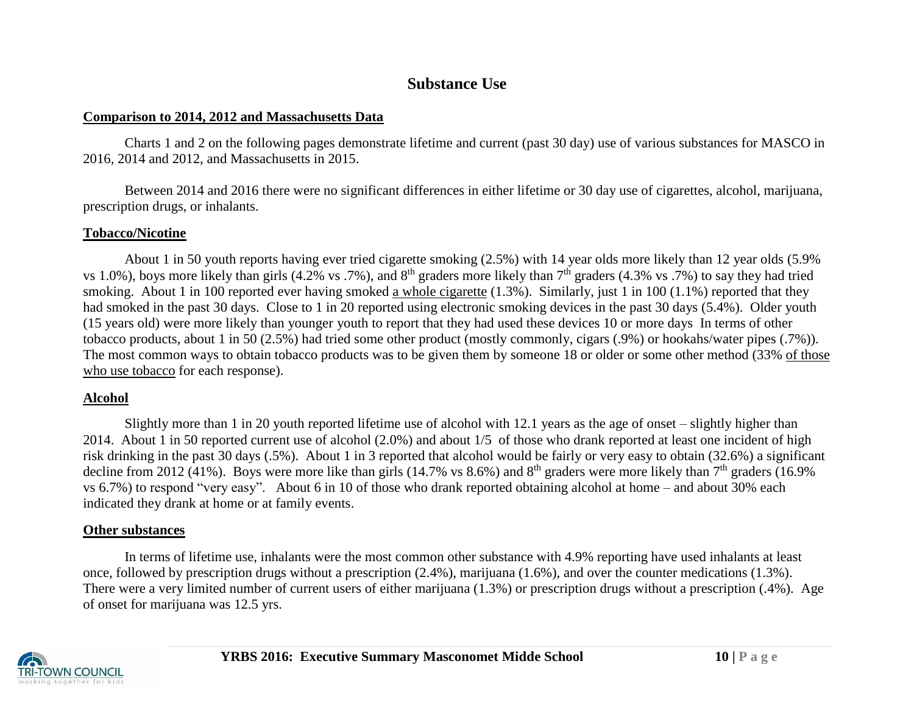# Substance Use

**Comparison to 2014, 2012 and Massachusetts Data**

Charts 1 and 2 on the following pages demonstrate lifetime and current (past 30 day) use of various substances for MASCO in 2016, 2014 and 2012, and Massachusetts in 2015.

Between 2014 and 2016 there were no significant differences in either lifetime or 30 day use of cigarettes, alcohol, marijuana, prescription drugs, or inhalants.

**Tobacco/Nicotine**

About 1 in 50 youth reports having ever tried cigarette smoking (2.5%) with 14 year olds more likely than 12 year olds (5.9% vs 1.0%), boys more likely than girls (4.2% vs .7%), and 8th graders more likely than 7th graders (4.3% vs .7%) to say they had tried smoking. About 1 in 100 reported ever having smoked a whole cigarette (1.3%). Similarly, just 1 in 100 (1.1%) reported that they had smoked in the past 30 days. Close to 1 in 20 reported using electronic smoking devices in the past 30 days (5.4%). Older youth (15 years old) were more likely than younger youth to report that they had used these devices 10 or more days In terms of other tobacco products, about 1 in 50 (2.5%) had tried some other product (mostly commonly, cigars (.9%) or hookahs/water pipes (.7%)). The most common ways to obtain tobacco products was to be given them by someone 18 or older or some other method (33% of those who use tobacco for each response).

**Alcohol**

Slightly more than 1 in 20 youth reported lifetime use of alcohol with 12.1 years as the age of onset – slightly higher than 2014. About 1 in 50 reported current use of alcohol (2.0%) and about 1/5 of those who drank reported at least one incident of high risk drinking in the past 30 days (.5%). About 1 in 3 reported that alcohol would be fairly or very easy to obtain (32.6%) a significant decline from 2012 (41%). Boys were more like than girls (14.7% vs 8.6%) and 8th graders were more likely than 7th graders (16.9% vs 6.7%) to respond "very easy". About 6 in 10 of those who drank reported obtaining alcohol at home – and about 30% each indicated they drank at home or at family events.

**Other substances**

In terms of lifetime use, inhalants were the most common other substance with 4.9% reporting have used inhalants at least once, followed by prescription drugs without a prescription (2.4%), marijuana (1.6%), and over the counter medications (1.3%). There were a very limited number of current users of either marijuana (1.3%) or prescription drugs without a prescription (.4%). Age of onset for marijuana was 12.5 yrs.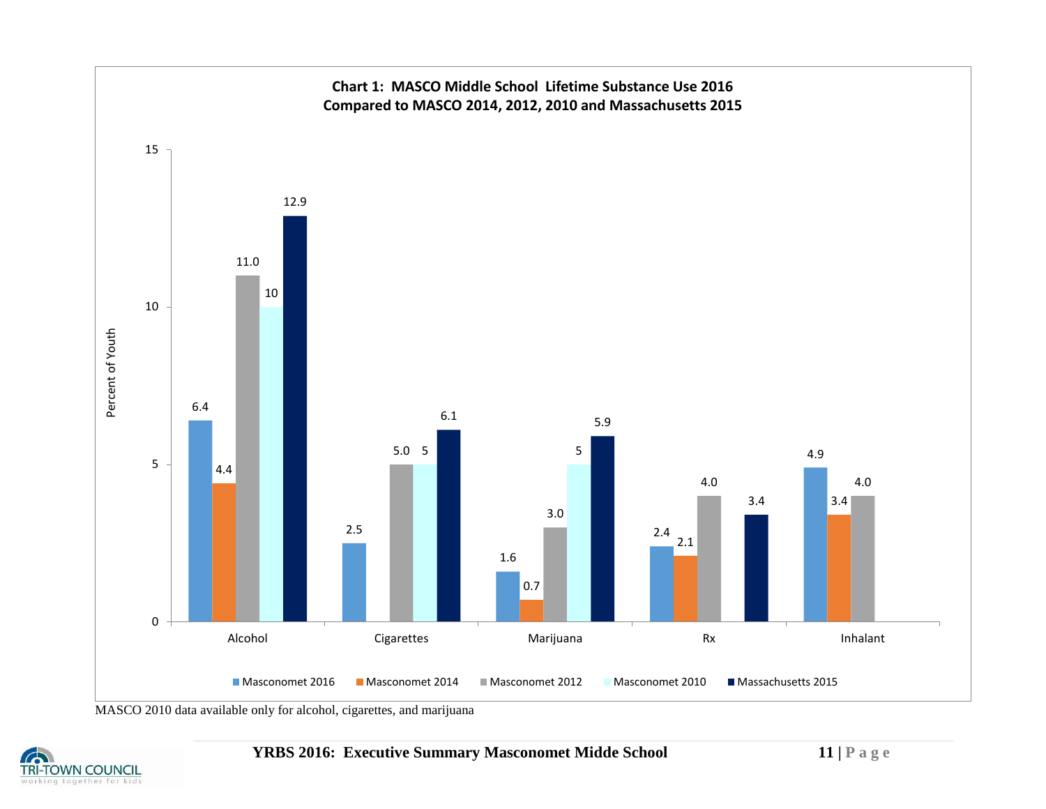**Chart 1: MASCO Middle School Lifetime Substance Use 2016 Compared to MASCO 2014, 2012, 2010 and Massachusetts 2015**

| Percent of Youth | Masconomet 2016 | Masconomet 2014 | Masconomet 2012 | Masconomet 2010 | Massachusetts 2015 |
|---|---|---|---|---|---|
| Alcohol | 6.4 | 4.4 | 11.0 | 10 | 12.9 |
| Cigarettes | 2.5 | | 5.0 | 5 | 6.1 |
| Marijuana | 1.6 | 0.7 | 3.0 | 5 | 5.9 |
| Rx | 2.4 | 2.1 | 4.0 | | 3.4 |
| Inhalant | 4.9 | 3.4 | 4.0 | | |

MASCO 2010 data available only for alcohol, cigarettes, and marijuana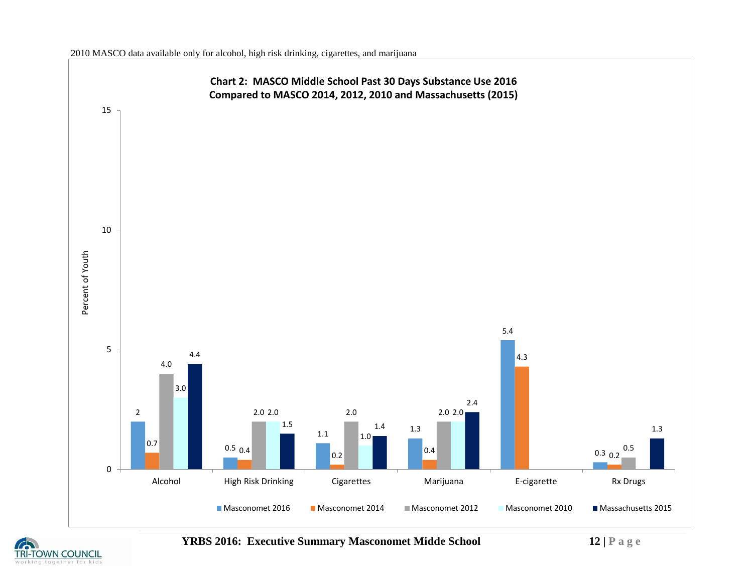2010 MASCO data available only for alcohol, high risk drinking, cigarettes, and marijuana

**Chart 2: MASCO Middle School Past 30 Days Substance Use 2016 Compared to MASCO 2014, 2012, 2010 and Massachusetts (2015)**

| Percent of Youth | Masconomet 2016 | Masconomet 2014 | Masconomet 2012 | Masconomet 2010 | Massachusetts 2015 |
|---|---|---|---|---|---|
| Alcohol | 2 | 0.7 | 4.0 | 3.0 | 4.4 |
| High Risk Drinking | 0.5 | 0.4 | 2.0 | 2.0 | 1.5 |
| Cigarettes | 1.1 | 0.2 | 2.0 | 1.0 | 1.4 |
| Marijuana | 1.3 | 0.4 | 2.0 | 2.0 | 2.4 |
| E-cigarette | 5.4 | 4.3 | | | |
| Rx Drugs | 0.3 | 0.2 | 0.5 | | 1.3 |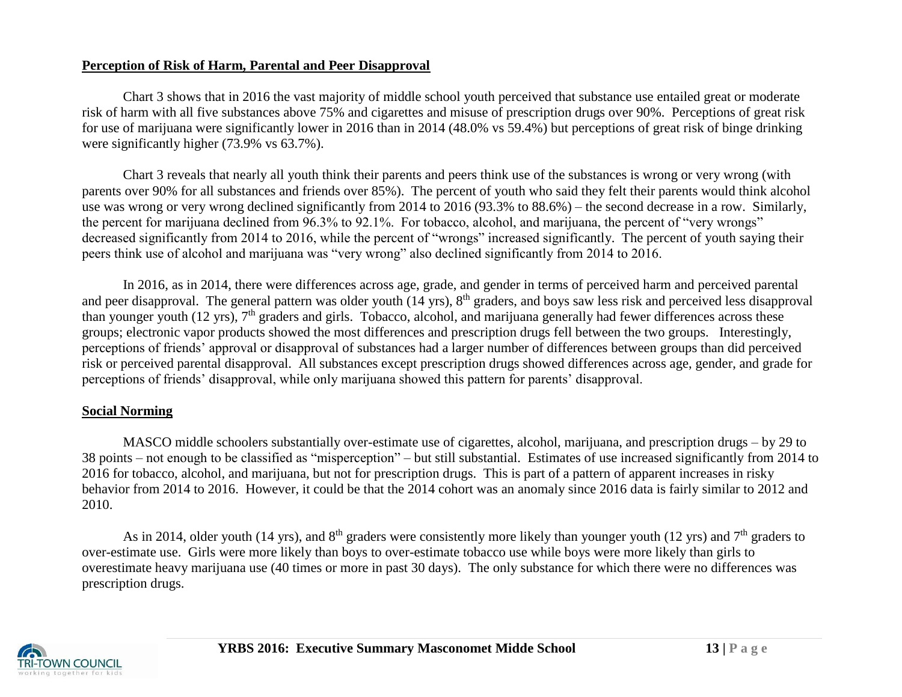## Perception of Risk of Harm, Parental and Peer Disapproval

Chart 3 shows that in 2016 the vast majority of middle school youth perceived that substance use entailed great or moderate risk of harm with all five substances above 75% and cigarettes and misuse of prescription drugs over 90%. Perceptions of great risk for use of marijuana were significantly lower in 2016 than in 2014 (48.0% vs 59.4%) but perceptions of great risk of binge drinking were significantly higher (73.9% vs 63.7%).

Chart 3 reveals that nearly all youth think their parents and peers think use of the substances is wrong or very wrong (with parents over 90% for all substances and friends over 85%). The percent of youth who said they felt their parents would think alcohol use was wrong or very wrong declined significantly from 2014 to 2016 (93.3% to 88.6%) – the second decrease in a row. Similarly, the percent for marijuana declined from 96.3% to 92.1%. For tobacco, alcohol, and marijuana, the percent of "very wrongs" decreased significantly from 2014 to 2016, while the percent of "wrongs" increased significantly. The percent of youth saying their peers think use of alcohol and marijuana was "very wrong" also declined significantly from 2014 to 2016.

In 2016, as in 2014, there were differences across age, grade, and gender in terms of perceived harm and perceived parental and peer disapproval. The general pattern was older youth (14 yrs), 8th graders, and boys saw less risk and perceived less disapproval than younger youth (12 yrs), 7th graders and girls. Tobacco, alcohol, and marijuana generally had fewer differences across these groups; electronic vapor products showed the most differences and prescription drugs fell between the two groups. Interestingly, perceptions of friends' approval or disapproval of substances had a larger number of differences between groups than did perceived risk or perceived parental disapproval. All substances except prescription drugs showed differences across age, gender, and grade for perceptions of friends' disapproval, while only marijuana showed this pattern for parents' disapproval.

## Social Norming

MASCO middle schoolers substantially over-estimate use of cigarettes, alcohol, marijuana, and prescription drugs – by 29 to 38 points – not enough to be classified as "misperception" – but still substantial. Estimates of use increased significantly from 2014 to 2016 for tobacco, alcohol, and marijuana, but not for prescription drugs. This is part of a pattern of apparent increases in risky behavior from 2014 to 2016. However, it could be that the 2014 cohort was an anomaly since 2016 data is fairly similar to 2012 and 2010.

As in 2014, older youth (14 yrs), and 8th graders were consistently more likely than younger youth (12 yrs) and 7th graders to over-estimate use. Girls were more likely than boys to over-estimate tobacco use while boys were more likely than girls to overestimate heavy marijuana use (40 times or more in past 30 days). The only substance for which there were no differences was prescription drugs.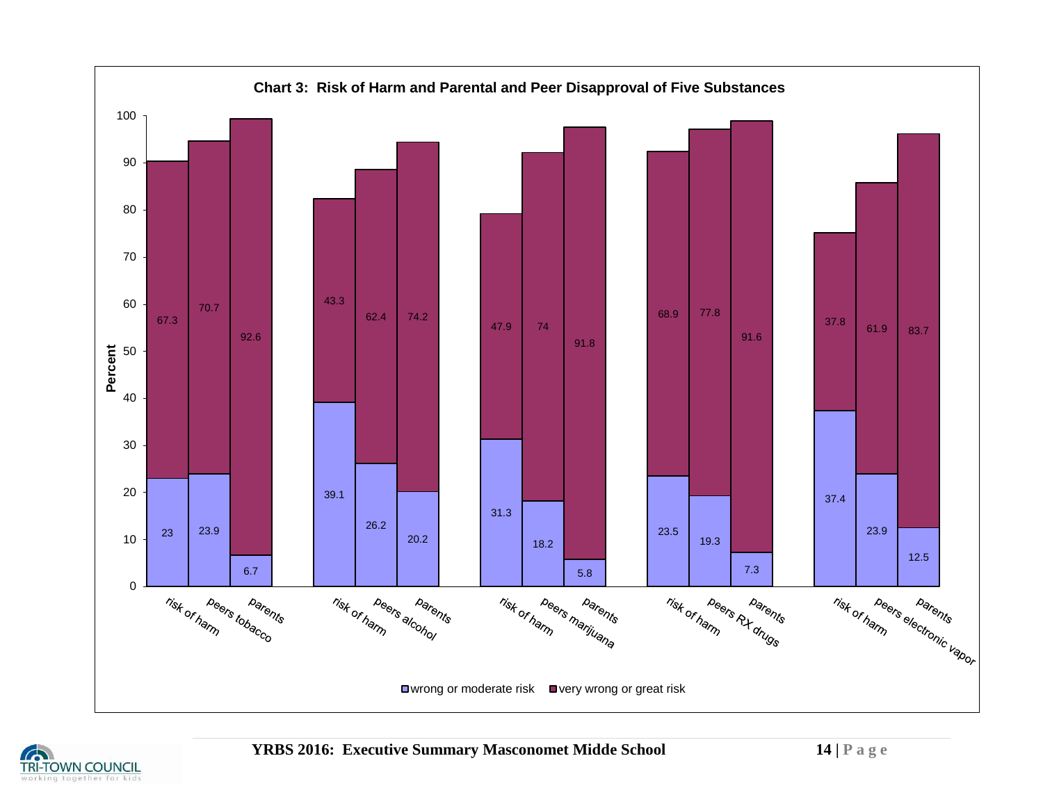**Chart 3: Risk of Harm and Parental and Peer Disapproval of Five Substances**

| Substance | Measure | wrong or moderate risk | very wrong or great risk |
| --- | --- | --- | --- |
| Tobacco | risk of harm | 23 | 67.3 |
| Tobacco | peers tobacco | 23.9 | 70.7 |
| Tobacco | parents | 6.7 | 92.6 |
| Alcohol | risk of harm | 39.1 | 43.3 |
| Alcohol | peers alcohol | 26.2 | 62.4 |
| Alcohol | parents | 20.2 | 74.2 |
| Marijuana | risk of harm | 31.3 | 47.9 |
| Marijuana | peers marijuana | 18.2 | 74 |
| Marijuana | parents | 5.8 | 91.8 |
| RX drugs | risk of harm | 23.5 | 68.9 |
| RX drugs | peers RX drugs | 19.3 | 77.8 |
| RX drugs | parents | 7.3 | 91.6 |
| Electronic vapor | risk of harm | 37.4 | 37.8 |
| Electronic vapor | peers electronic vapor | 23.9 | 61.9 |
| Electronic vapor | parents | 12.5 | 83.7 |

Percent

□ wrong or moderate risk ■ very wrong or great risk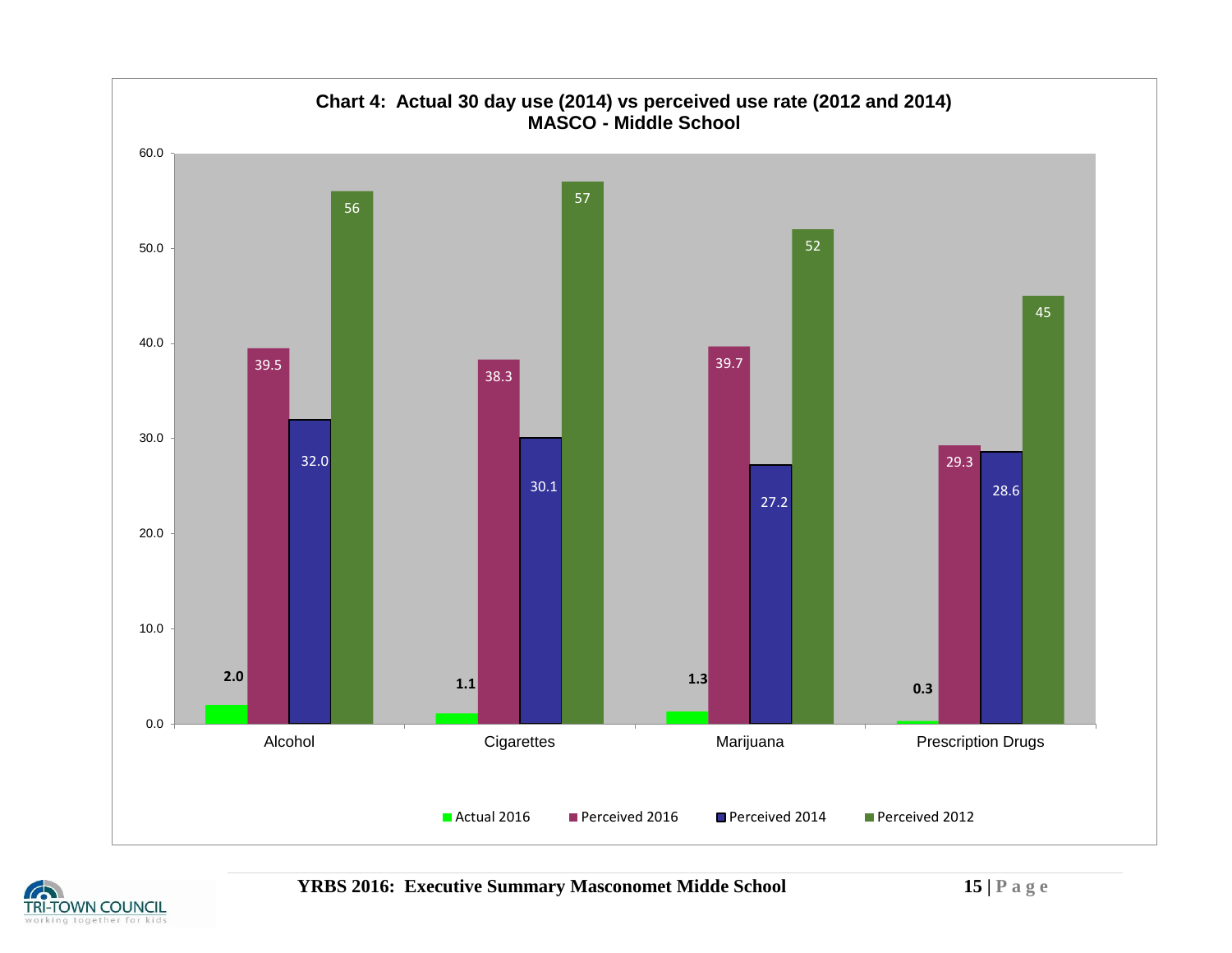**Chart 4: Actual 30 day use (2014) vs perceived use rate (2012 and 2014)**
**MASCO - Middle School**

| | Actual 2016 | Perceived 2016 | Perceived 2014 | Perceived 2012 |
|---|---|---|---|---|
| Alcohol | 2.0 | 39.5 | 32.0 | 56 |
| Cigarettes | 1.1 | 38.3 | 30.1 | 57 |
| Marijuana | 1.3 | 39.7 | 27.2 | 52 |
| Prescription Drugs | 0.3 | 29.3 | 28.6 | 45 |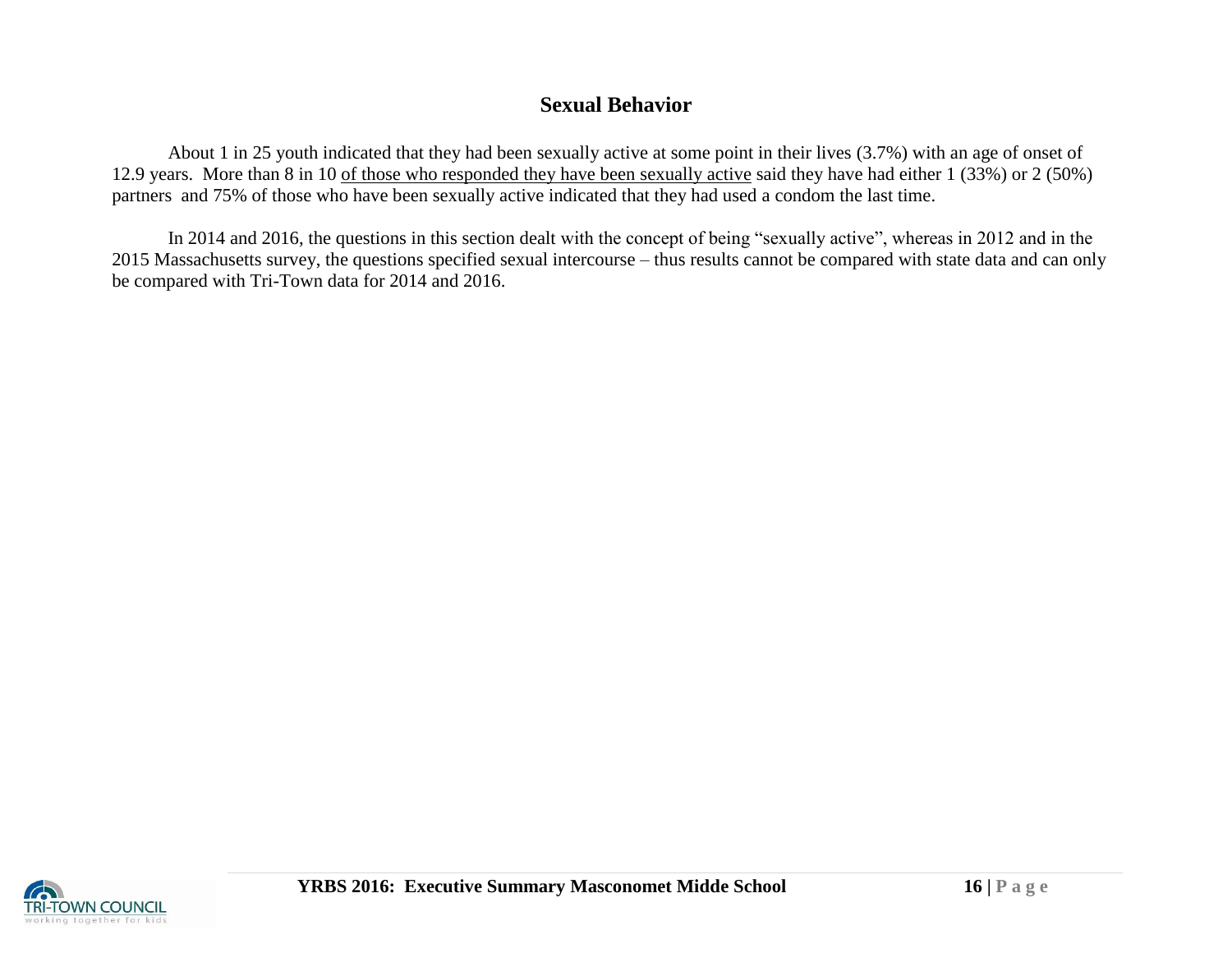## Sexual Behavior

About 1 in 25 youth indicated that they had been sexually active at some point in their lives (3.7%) with an age of onset of 12.9 years. More than 8 in 10 <u>of those who responded they have been sexually active</u> said they have had either 1 (33%) or 2 (50%) partners and 75% of those who have been sexually active indicated that they had used a condom the last time.

In 2014 and 2016, the questions in this section dealt with the concept of being "sexually active", whereas in 2012 and in the 2015 Massachusetts survey, the questions specified sexual intercourse – thus results cannot be compared with state data and can only be compared with Tri-Town data for 2014 and 2016.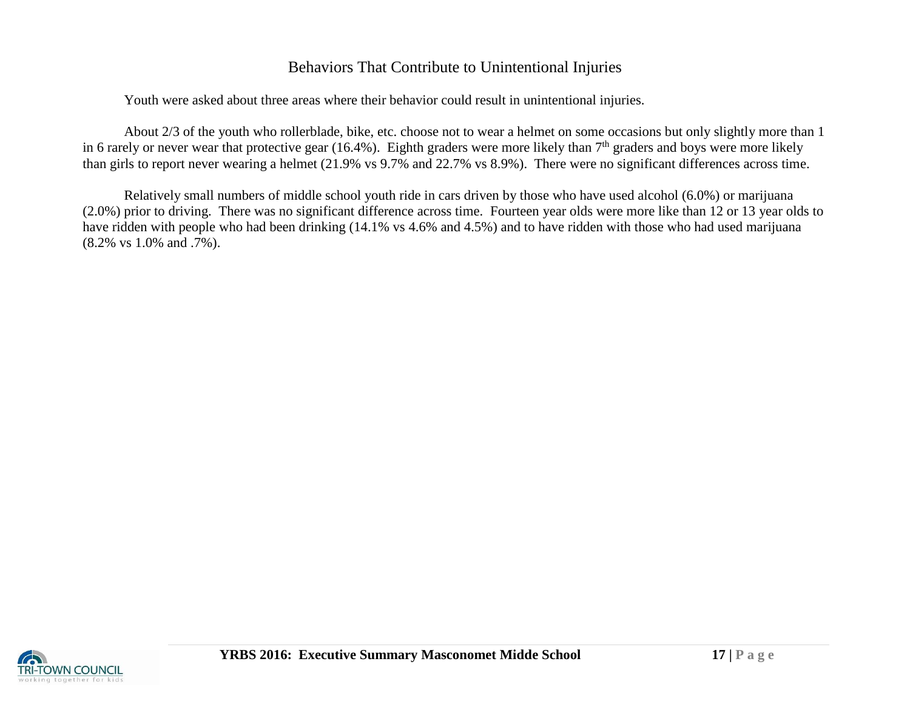## Behaviors That Contribute to Unintentional Injuries

Youth were asked about three areas where their behavior could result in unintentional injuries.

About 2/3 of the youth who rollerblade, bike, etc. choose not to wear a helmet on some occasions but only slightly more than 1 in 6 rarely or never wear that protective gear (16.4%). Eighth graders were more likely than 7th graders and boys were more likely than girls to report never wearing a helmet (21.9% vs 9.7% and 22.7% vs 8.9%). There were no significant differences across time.

Relatively small numbers of middle school youth ride in cars driven by those who have used alcohol (6.0%) or marijuana (2.0%) prior to driving. There was no significant difference across time. Fourteen year olds were more like than 12 or 13 year olds to have ridden with people who had been drinking (14.1% vs 4.6% and 4.5%) and to have ridden with those who had used marijuana (8.2% vs 1.0% and .7%).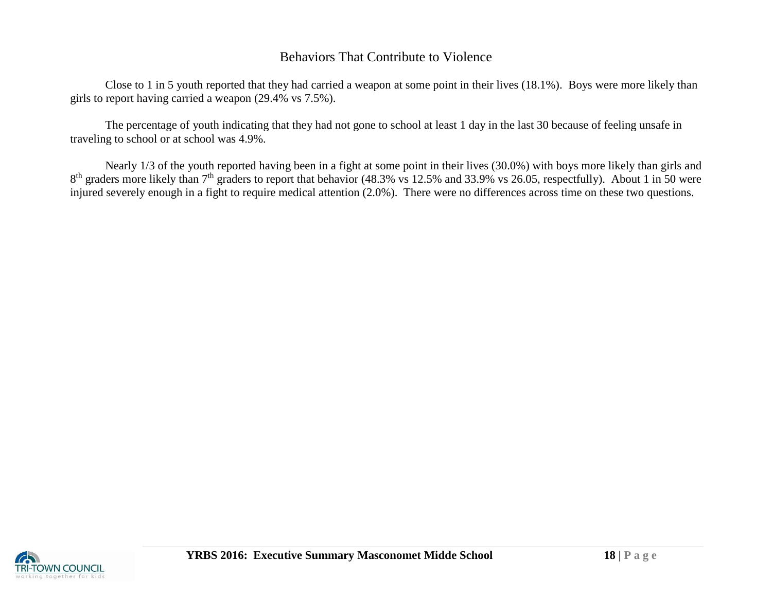# Behaviors That Contribute to Violence

Close to 1 in 5 youth reported that they had carried a weapon at some point in their lives (18.1%). Boys were more likely than girls to report having carried a weapon (29.4% vs 7.5%).

The percentage of youth indicating that they had not gone to school at least 1 day in the last 30 because of feeling unsafe in traveling to school or at school was 4.9%.

Nearly 1/3 of the youth reported having been in a fight at some point in their lives (30.0%) with boys more likely than girls and 8th graders more likely than 7th graders to report that behavior (48.3% vs 12.5% and 33.9% vs 26.05, respectfully). About 1 in 50 were injured severely enough in a fight to require medical attention (2.0%). There were no differences across time on these two questions.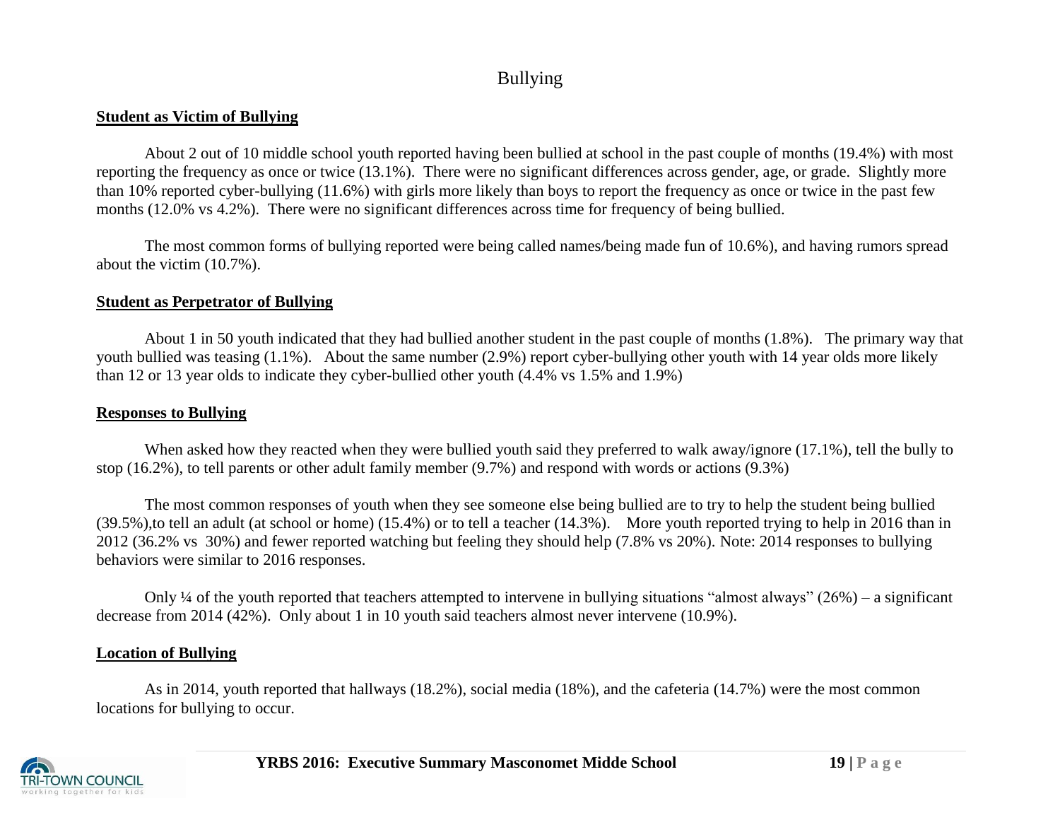# Bullying

**Student as Victim of Bullying**

About 2 out of 10 middle school youth reported having been bullied at school in the past couple of months (19.4%) with most reporting the frequency as once or twice (13.1%). There were no significant differences across gender, age, or grade. Slightly more than 10% reported cyber-bullying (11.6%) with girls more likely than boys to report the frequency as once or twice in the past few months (12.0% vs 4.2%). There were no significant differences across time for frequency of being bullied.

The most common forms of bullying reported were being called names/being made fun of 10.6%), and having rumors spread about the victim (10.7%).

**Student as Perpetrator of Bullying**

About 1 in 50 youth indicated that they had bullied another student in the past couple of months (1.8%). The primary way that youth bullied was teasing (1.1%). About the same number (2.9%) report cyber-bullying other youth with 14 year olds more likely than 12 or 13 year olds to indicate they cyber-bullied other youth (4.4% vs 1.5% and 1.9%)

**Responses to Bullying**

When asked how they reacted when they were bullied youth said they preferred to walk away/ignore (17.1%), tell the bully to stop (16.2%), to tell parents or other adult family member (9.7%) and respond with words or actions (9.3%)

The most common responses of youth when they see someone else being bullied are to try to help the student being bullied (39.5%),to tell an adult (at school or home) (15.4%) or to tell a teacher (14.3%). More youth reported trying to help in 2016 than in 2012 (36.2% vs 30%) and fewer reported watching but feeling they should help (7.8% vs 20%). Note: 2014 responses to bullying behaviors were similar to 2016 responses.

Only ¼ of the youth reported that teachers attempted to intervene in bullying situations "almost always" (26%) – a significant decrease from 2014 (42%). Only about 1 in 10 youth said teachers almost never intervene (10.9%).

**Location of Bullying**

As in 2014, youth reported that hallways (18.2%), social media (18%), and the cafeteria (14.7%) were the most common locations for bullying to occur.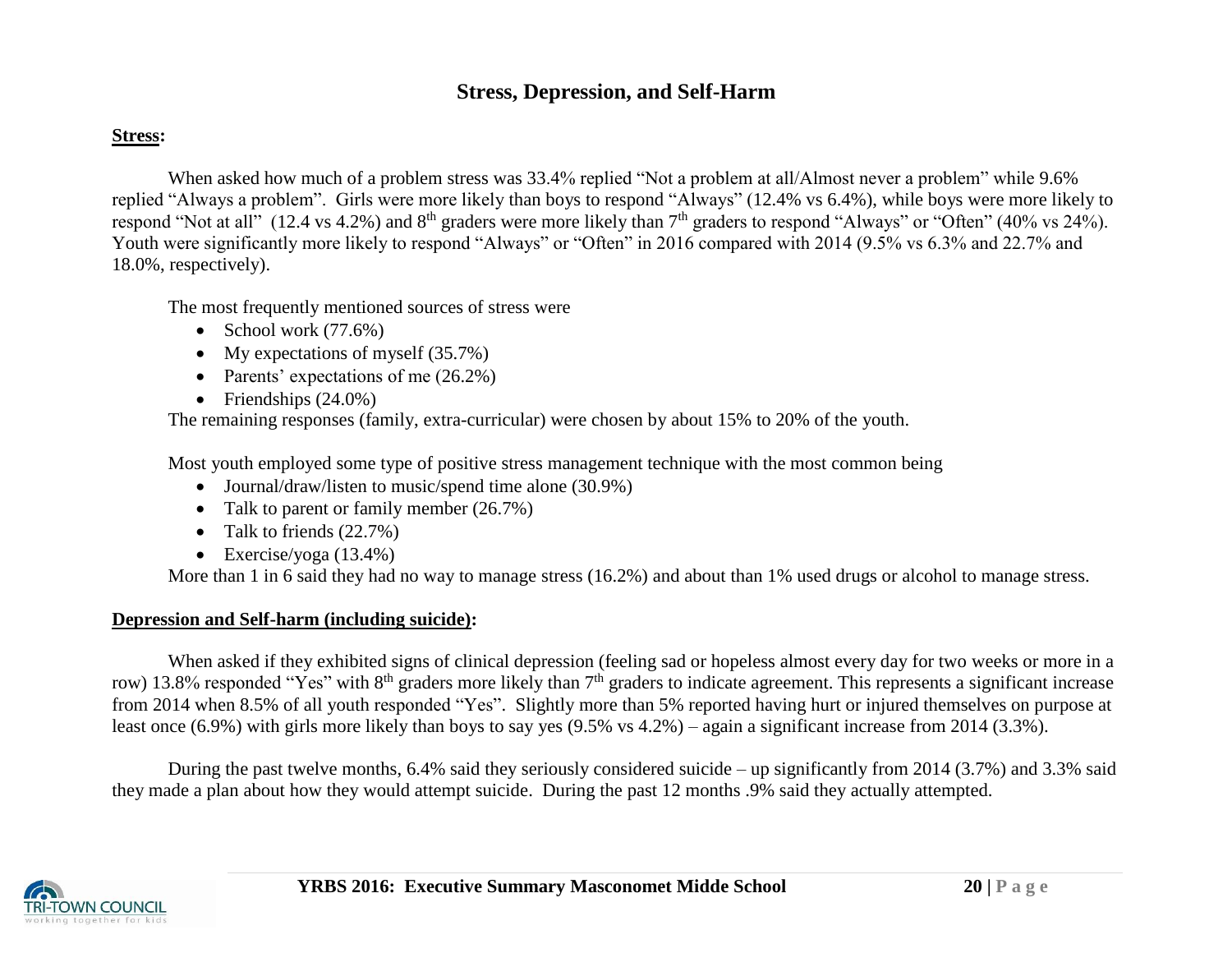# Stress, Depression, and Self-Harm

**Stress:**

When asked how much of a problem stress was 33.4% replied "Not a problem at all/Almost never a problem" while 9.6% replied "Always a problem". Girls were more likely than boys to respond "Always" (12.4% vs 6.4%), while boys were more likely to respond "Not at all" (12.4 vs 4.2%) and 8th graders were more likely than 7th graders to respond "Always" or "Often" (40% vs 24%). Youth were significantly more likely to respond "Always" or "Often" in 2016 compared with 2014 (9.5% vs 6.3% and 22.7% and 18.0%, respectively).

The most frequently mentioned sources of stress were

- School work (77.6%)
- My expectations of myself (35.7%)
- Parents' expectations of me (26.2%)
- Friendships (24.0%)

The remaining responses (family, extra-curricular) were chosen by about 15% to 20% of the youth.

Most youth employed some type of positive stress management technique with the most common being

- Journal/draw/listen to music/spend time alone (30.9%)
- Talk to parent or family member (26.7%)
- Talk to friends (22.7%)
- Exercise/yoga (13.4%)

More than 1 in 6 said they had no way to manage stress (16.2%) and about than 1% used drugs or alcohol to manage stress.

**Depression and Self-harm (including suicide):**

When asked if they exhibited signs of clinical depression (feeling sad or hopeless almost every day for two weeks or more in a row) 13.8% responded "Yes" with 8th graders more likely than 7th graders to indicate agreement. This represents a significant increase from 2014 when 8.5% of all youth responded "Yes". Slightly more than 5% reported having hurt or injured themselves on purpose at least once (6.9%) with girls more likely than boys to say yes (9.5% vs 4.2%) – again a significant increase from 2014 (3.3%).

During the past twelve months, 6.4% said they seriously considered suicide – up significantly from 2014 (3.7%) and 3.3% said they made a plan about how they would attempt suicide. During the past 12 months .9% said they actually attempted.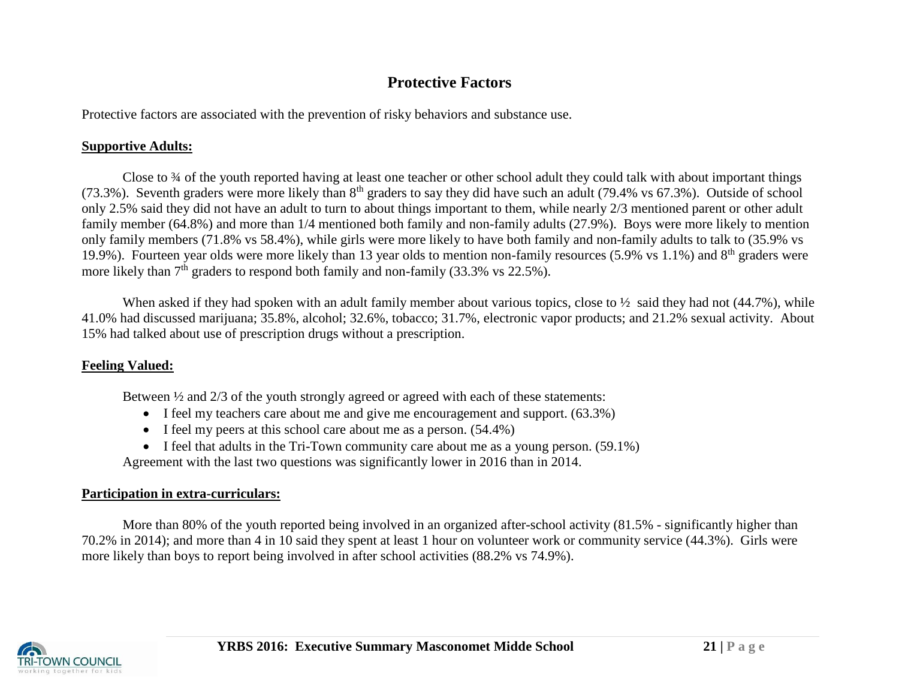## Protective Factors

Protective factors are associated with the prevention of risky behaviors and substance use.

**Supportive Adults:**

Close to ¾ of the youth reported having at least one teacher or other school adult they could talk with about important things (73.3%). Seventh graders were more likely than 8th graders to say they did have such an adult (79.4% vs 67.3%). Outside of school only 2.5% said they did not have an adult to turn to about things important to them, while nearly 2/3 mentioned parent or other adult family member (64.8%) and more than 1/4 mentioned both family and non-family adults (27.9%). Boys were more likely to mention only family members (71.8% vs 58.4%), while girls were more likely to have both family and non-family adults to talk to (35.9% vs 19.9%). Fourteen year olds were more likely than 13 year olds to mention non-family resources (5.9% vs 1.1%) and 8th graders were more likely than 7th graders to respond both family and non-family (33.3% vs 22.5%).

When asked if they had spoken with an adult family member about various topics, close to ½ said they had not (44.7%), while 41.0% had discussed marijuana; 35.8%, alcohol; 32.6%, tobacco; 31.7%, electronic vapor products; and 21.2% sexual activity. About 15% had talked about use of prescription drugs without a prescription.

**Feeling Valued:**

Between ½ and 2/3 of the youth strongly agreed or agreed with each of these statements:

- I feel my teachers care about me and give me encouragement and support. (63.3%)
- I feel my peers at this school care about me as a person. (54.4%)
- I feel that adults in the Tri-Town community care about me as a young person. (59.1%)

Agreement with the last two questions was significantly lower in 2016 than in 2014.

**Participation in extra-curriculars:**

More than 80% of the youth reported being involved in an organized after-school activity (81.5% - significantly higher than 70.2% in 2014); and more than 4 in 10 said they spent at least 1 hour on volunteer work or community service (44.3%). Girls were more likely than boys to report being involved in after school activities (88.2% vs 74.9%).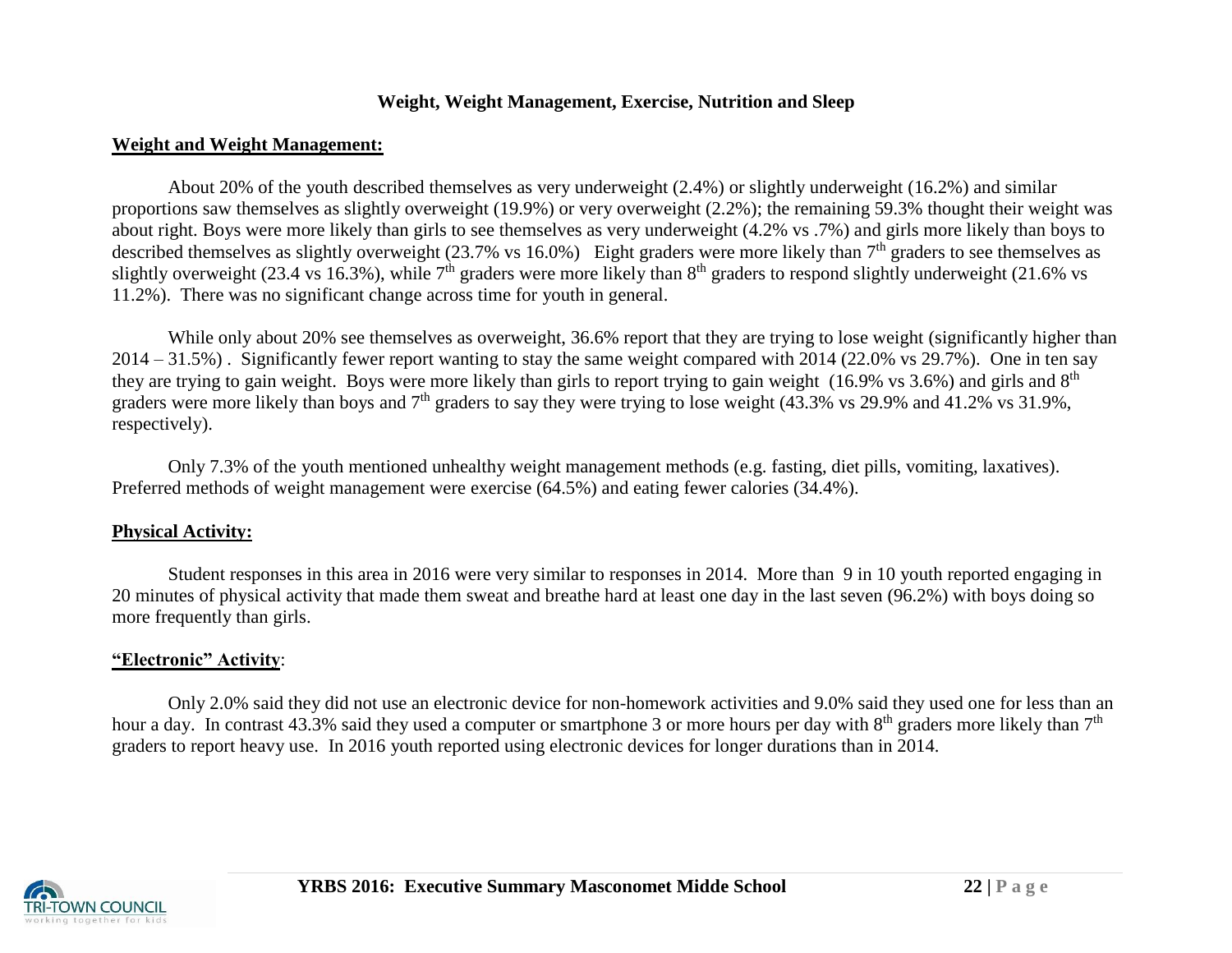## Weight, Weight Management, Exercise, Nutrition and Sleep

### Weight and Weight Management:

About 20% of the youth described themselves as very underweight (2.4%) or slightly underweight (16.2%) and similar proportions saw themselves as slightly overweight (19.9%) or very overweight (2.2%); the remaining 59.3% thought their weight was about right. Boys were more likely than girls to see themselves as very underweight (4.2% vs .7%) and girls more likely than boys to described themselves as slightly overweight (23.7% vs 16.0%) Eight graders were more likely than 7th graders to see themselves as slightly overweight (23.4 vs 16.3%), while 7th graders were more likely than 8th graders to respond slightly underweight (21.6% vs 11.2%). There was no significant change across time for youth in general.

While only about 20% see themselves as overweight, 36.6% report that they are trying to lose weight (significantly higher than 2014 – 31.5%) . Significantly fewer report wanting to stay the same weight compared with 2014 (22.0% vs 29.7%). One in ten say they are trying to gain weight. Boys were more likely than girls to report trying to gain weight (16.9% vs 3.6%) and girls and 8th graders were more likely than boys and 7th graders to say they were trying to lose weight (43.3% vs 29.9% and 41.2% vs 31.9%, respectively).

Only 7.3% of the youth mentioned unhealthy weight management methods (e.g. fasting, diet pills, vomiting, laxatives). Preferred methods of weight management were exercise (64.5%) and eating fewer calories (34.4%).

### Physical Activity:

Student responses in this area in 2016 were very similar to responses in 2014. More than 9 in 10 youth reported engaging in 20 minutes of physical activity that made them sweat and breathe hard at least one day in the last seven (96.2%) with boys doing so more frequently than girls.

### "Electronic" Activity:

Only 2.0% said they did not use an electronic device for non-homework activities and 9.0% said they used one for less than an hour a day. In contrast 43.3% said they used a computer or smartphone 3 or more hours per day with 8th graders more likely than 7th graders to report heavy use. In 2016 youth reported using electronic devices for longer durations than in 2014.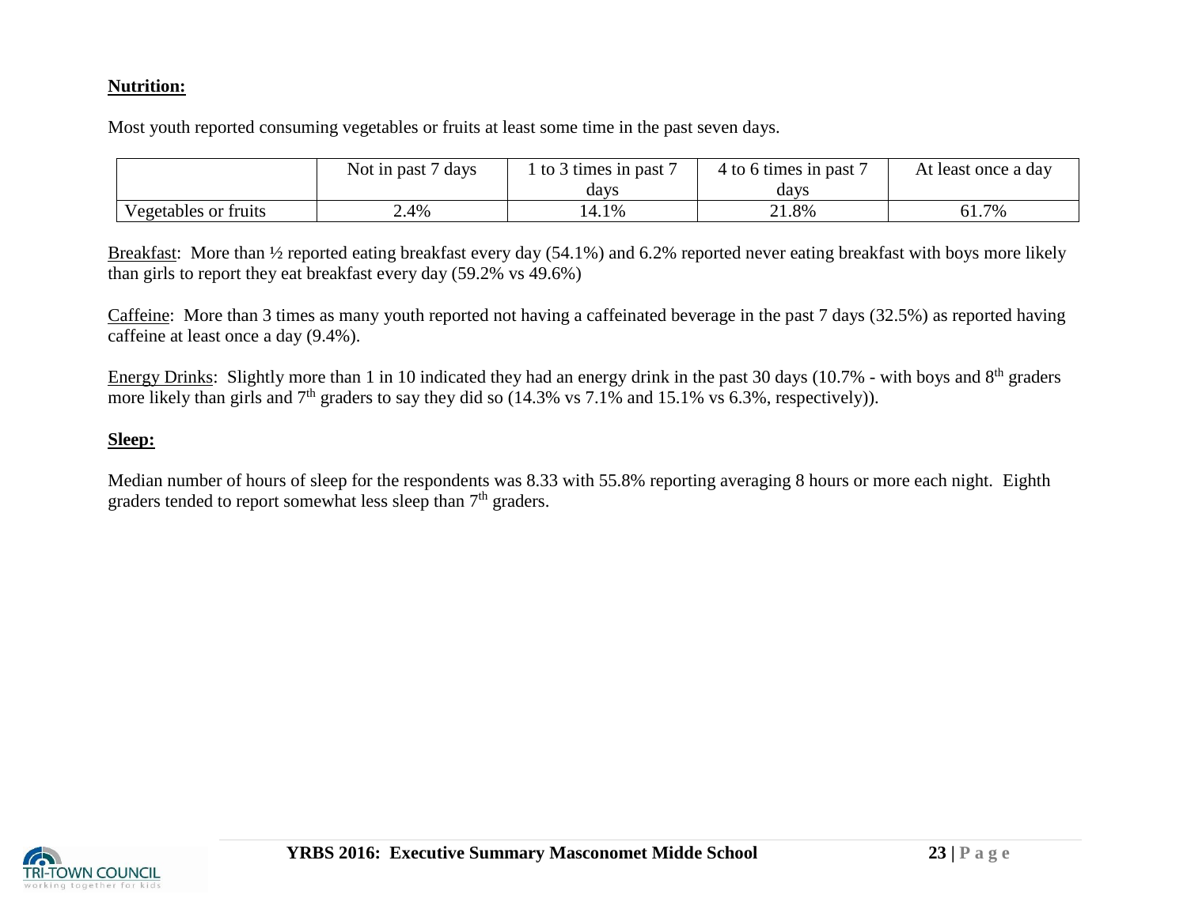**Nutrition:**

Most youth reported consuming vegetables or fruits at least some time in the past seven days.

| | Not in past 7 days | 1 to 3 times in past 7 days | 4 to 6 times in past 7 days | At least once a day |
|---|---|---|---|---|
| Vegetables or fruits | 2.4% | 14.1% | 21.8% | 61.7% |

Breakfast: More than ½ reported eating breakfast every day (54.1%) and 6.2% reported never eating breakfast with boys more likely than girls to report they eat breakfast every day (59.2% vs 49.6%)

Caffeine: More than 3 times as many youth reported not having a caffeinated beverage in the past 7 days (32.5%) as reported having caffeine at least once a day (9.4%).

Energy Drinks: Slightly more than 1 in 10 indicated they had an energy drink in the past 30 days (10.7% - with boys and 8th graders more likely than girls and 7th graders to say they did so (14.3% vs 7.1% and 15.1% vs 6.3%, respectively)).

**Sleep:**

Median number of hours of sleep for the respondents was 8.33 with 55.8% reporting averaging 8 hours or more each night. Eighth graders tended to report somewhat less sleep than 7th graders.